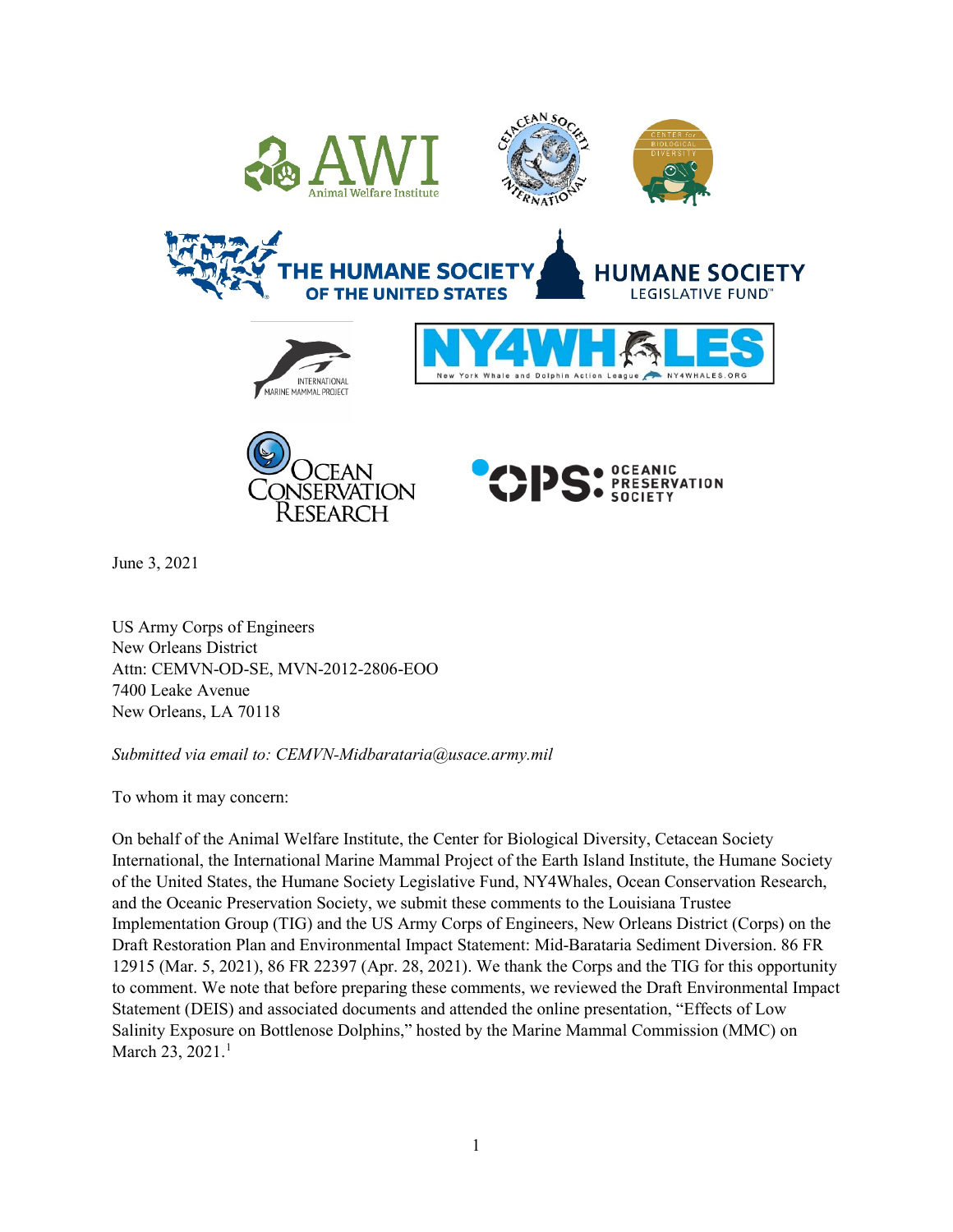June 3, 2021

US Army Corps of Engineers  
New Orleans District  
Attn: CEMVN-OD-SE, MVN-2012-2806-EOO  
7400 Leake Avenue  
New Orleans, LA 70118

*Submitted via email to: CEMVN-Midbarataria@usace.army.mil*

To whom it may concern:

On behalf of the Animal Welfare Institute, the Center for Biological Diversity, Cetacean Society International, the International Marine Mammal Project of the Earth Island Institute, the Humane Society of the United States, the Humane Society Legislative Fund, NY4Whales, Ocean Conservation Research, and the Oceanic Preservation Society, we submit these comments to the Louisiana Trustee Implementation Group (TIG) and the US Army Corps of Engineers, New Orleans District (Corps) on the Draft Restoration Plan and Environmental Impact Statement: Mid-Barataria Sediment Diversion. 86 FR 12915 (Mar. 5, 2021), 86 FR 22397 (Apr. 28, 2021). We thank the Corps and the TIG for this opportunity to comment. We note that before preparing these comments, we reviewed the Draft Environmental Impact Statement (DEIS) and associated documents and attended the online presentation, "Effects of Low Salinity Exposure on Bottlenose Dolphins," hosted by the Marine Mammal Commission (MMC) on March 23, 2021.[1]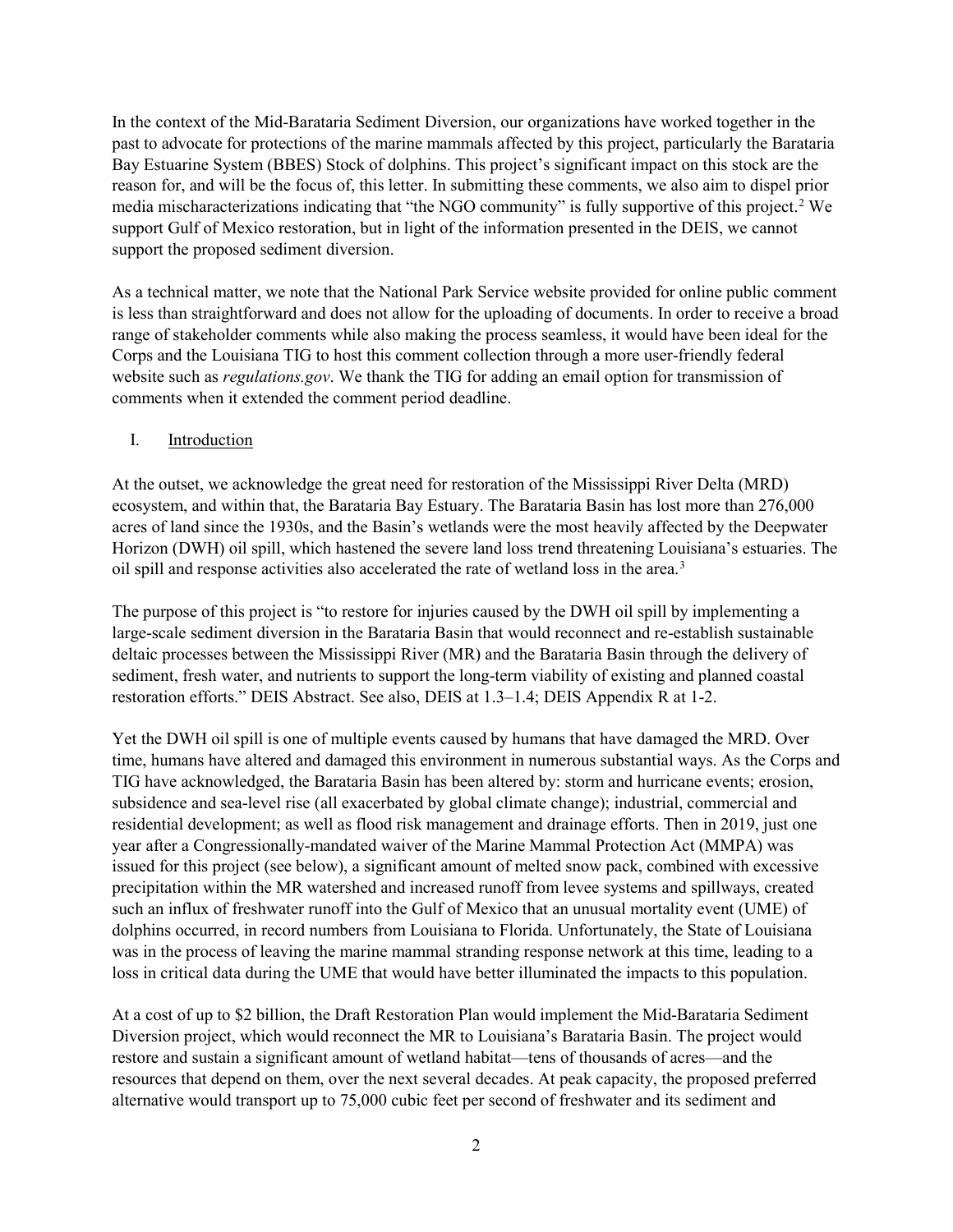In the context of the Mid-Barataria Sediment Diversion, our organizations have worked together in the past to advocate for protections of the marine mammals affected by this project, particularly the Barataria Bay Estuarine System (BBES) Stock of dolphins. This project's significant impact on this stock are the reason for, and will be the focus of, this letter. In submitting these comments, we also aim to dispel prior media mischaracterizations indicating that "the NGO community" is fully supportive of this project.[2] We support Gulf of Mexico restoration, but in light of the information presented in the DEIS, we cannot support the proposed sediment diversion.

As a technical matter, we note that the National Park Service website provided for online public comment is less than straightforward and does not allow for the uploading of documents. In order to receive a broad range of stakeholder comments while also making the process seamless, it would have been ideal for the Corps and the Louisiana TIG to host this comment collection through a more user-friendly federal website such as *regulations.gov*. We thank the TIG for adding an email option for transmission of comments when it extended the comment period deadline.

## I. Introduction

At the outset, we acknowledge the great need for restoration of the Mississippi River Delta (MRD) ecosystem, and within that, the Barataria Bay Estuary. The Barataria Basin has lost more than 276,000 acres of land since the 1930s, and the Basin's wetlands were the most heavily affected by the Deepwater Horizon (DWH) oil spill, which hastened the severe land loss trend threatening Louisiana's estuaries. The oil spill and response activities also accelerated the rate of wetland loss in the area.[3]

The purpose of this project is "to restore for injuries caused by the DWH oil spill by implementing a large-scale sediment diversion in the Barataria Basin that would reconnect and re-establish sustainable deltaic processes between the Mississippi River (MR) and the Barataria Basin through the delivery of sediment, fresh water, and nutrients to support the long-term viability of existing and planned coastal restoration efforts." DEIS Abstract. See also, DEIS at 1.3–1.4; DEIS Appendix R at 1-2.

Yet the DWH oil spill is one of multiple events caused by humans that have damaged the MRD. Over time, humans have altered and damaged this environment in numerous substantial ways. As the Corps and TIG have acknowledged, the Barataria Basin has been altered by: storm and hurricane events; erosion, subsidence and sea-level rise (all exacerbated by global climate change); industrial, commercial and residential development; as well as flood risk management and drainage efforts. Then in 2019, just one year after a Congressionally-mandated waiver of the Marine Mammal Protection Act (MMPA) was issued for this project (see below), a significant amount of melted snow pack, combined with excessive precipitation within the MR watershed and increased runoff from levee systems and spillways, created such an influx of freshwater runoff into the Gulf of Mexico that an unusual mortality event (UME) of dolphins occurred, in record numbers from Louisiana to Florida. Unfortunately, the State of Louisiana was in the process of leaving the marine mammal stranding response network at this time, leading to a loss in critical data during the UME that would have better illuminated the impacts to this population.

At a cost of up to $2 billion, the Draft Restoration Plan would implement the Mid-Barataria Sediment Diversion project, which would reconnect the MR to Louisiana's Barataria Basin. The project would restore and sustain a significant amount of wetland habitat—tens of thousands of acres—and the resources that depend on them, over the next several decades. At peak capacity, the proposed preferred alternative would transport up to 75,000 cubic feet per second of freshwater and its sediment and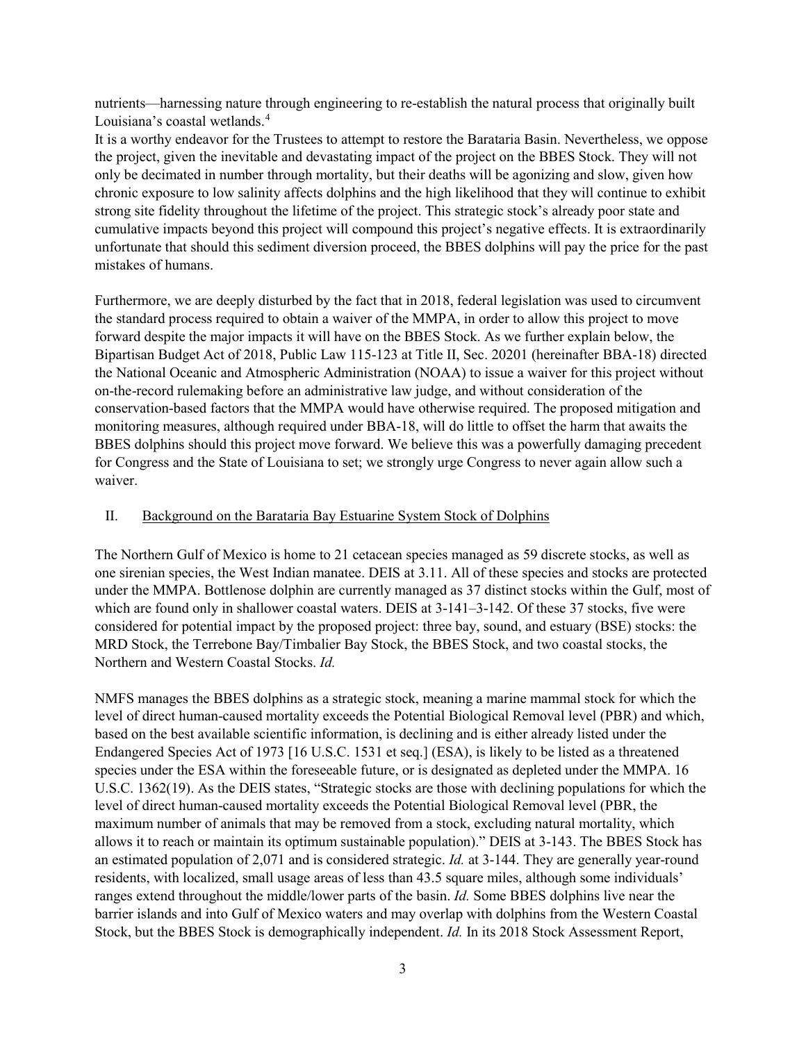nutrients—harnessing nature through engineering to re-establish the natural process that originally built Louisiana's coastal wetlands.[4]

It is a worthy endeavor for the Trustees to attempt to restore the Barataria Basin. Nevertheless, we oppose the project, given the inevitable and devastating impact of the project on the BBES Stock. They will not only be decimated in number through mortality, but their deaths will be agonizing and slow, given how chronic exposure to low salinity affects dolphins and the high likelihood that they will continue to exhibit strong site fidelity throughout the lifetime of the project. This strategic stock's already poor state and cumulative impacts beyond this project will compound this project's negative effects. It is extraordinarily unfortunate that should this sediment diversion proceed, the BBES dolphins will pay the price for the past mistakes of humans.

Furthermore, we are deeply disturbed by the fact that in 2018, federal legislation was used to circumvent the standard process required to obtain a waiver of the MMPA, in order to allow this project to move forward despite the major impacts it will have on the BBES Stock. As we further explain below, the Bipartisan Budget Act of 2018, Public Law 115-123 at Title II, Sec. 20201 (hereinafter BBA-18) directed the National Oceanic and Atmospheric Administration (NOAA) to issue a waiver for this project without on-the-record rulemaking before an administrative law judge, and without consideration of the conservation-based factors that the MMPA would have otherwise required. The proposed mitigation and monitoring measures, although required under BBA-18, will do little to offset the harm that awaits the BBES dolphins should this project move forward. We believe this was a powerfully damaging precedent for Congress and the State of Louisiana to set; we strongly urge Congress to never again allow such a waiver.

## II. Background on the Barataria Bay Estuarine System Stock of Dolphins

The Northern Gulf of Mexico is home to 21 cetacean species managed as 59 discrete stocks, as well as one sirenian species, the West Indian manatee. DEIS at 3.11. All of these species and stocks are protected under the MMPA. Bottlenose dolphin are currently managed as 37 distinct stocks within the Gulf, most of which are found only in shallower coastal waters. DEIS at 3-141–3-142. Of these 37 stocks, five were considered for potential impact by the proposed project: three bay, sound, and estuary (BSE) stocks: the MRD Stock, the Terrebone Bay/Timbalier Bay Stock, the BBES Stock, and two coastal stocks, the Northern and Western Coastal Stocks. *Id.*

NMFS manages the BBES dolphins as a strategic stock, meaning a marine mammal stock for which the level of direct human-caused mortality exceeds the Potential Biological Removal level (PBR) and which, based on the best available scientific information, is declining and is either already listed under the Endangered Species Act of 1973 [16 U.S.C. 1531 et seq.] (ESA), is likely to be listed as a threatened species under the ESA within the foreseeable future, or is designated as depleted under the MMPA. 16 U.S.C. 1362(19). As the DEIS states, "Strategic stocks are those with declining populations for which the level of direct human-caused mortality exceeds the Potential Biological Removal level (PBR, the maximum number of animals that may be removed from a stock, excluding natural mortality, which allows it to reach or maintain its optimum sustainable population)." DEIS at 3-143. The BBES Stock has an estimated population of 2,071 and is considered strategic. *Id.* at 3-144. They are generally year-round residents, with localized, small usage areas of less than 43.5 square miles, although some individuals' ranges extend throughout the middle/lower parts of the basin. *Id.* Some BBES dolphins live near the barrier islands and into Gulf of Mexico waters and may overlap with dolphins from the Western Coastal Stock, but the BBES Stock is demographically independent. *Id.* In its 2018 Stock Assessment Report,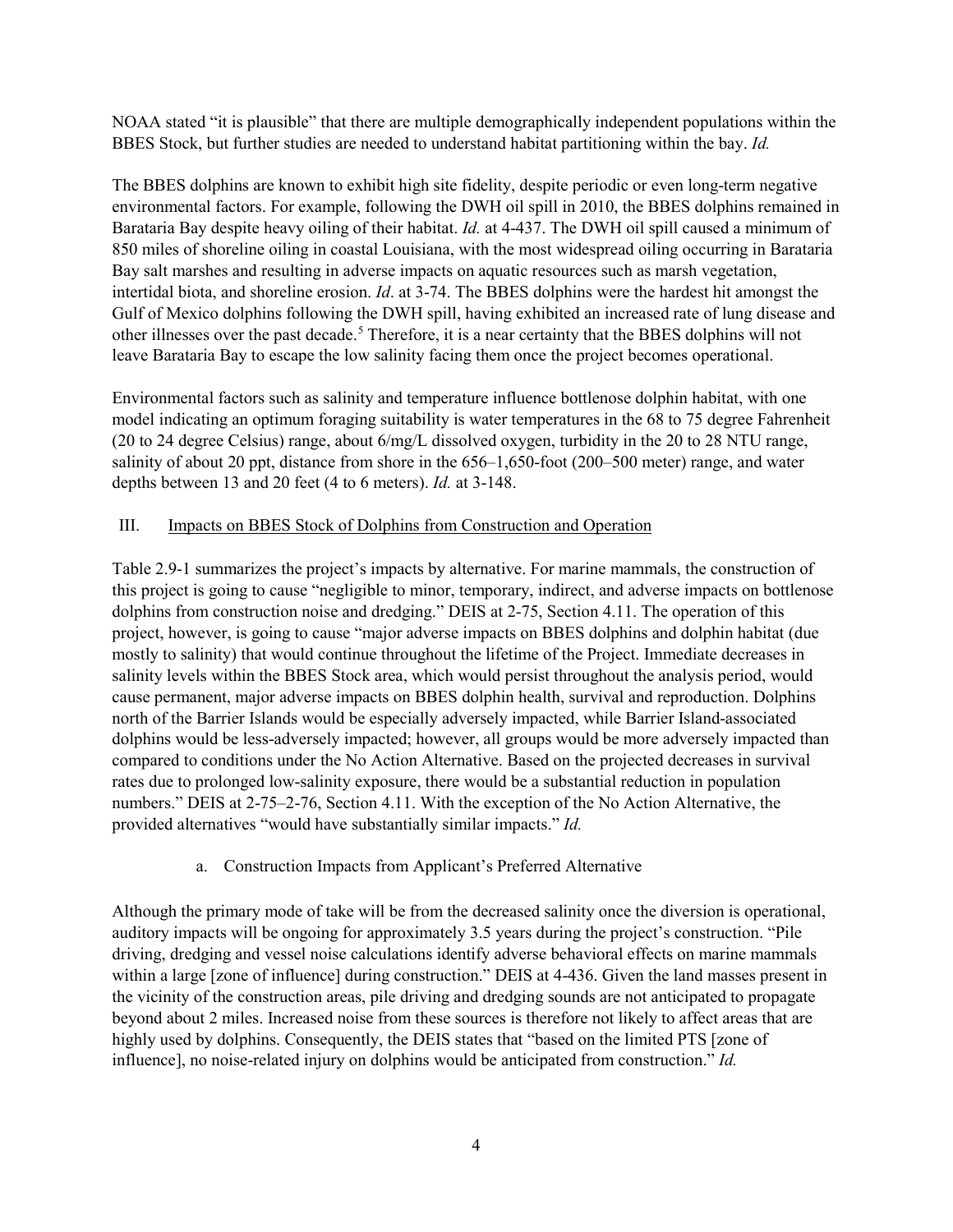NOAA stated "it is plausible" that there are multiple demographically independent populations within the BBES Stock, but further studies are needed to understand habitat partitioning within the bay. *Id.*

The BBES dolphins are known to exhibit high site fidelity, despite periodic or even long-term negative environmental factors. For example, following the DWH oil spill in 2010, the BBES dolphins remained in Barataria Bay despite heavy oiling of their habitat. *Id.* at 4-437. The DWH oil spill caused a minimum of 850 miles of shoreline oiling in coastal Louisiana, with the most widespread oiling occurring in Barataria Bay salt marshes and resulting in adverse impacts on aquatic resources such as marsh vegetation, intertidal biota, and shoreline erosion. *Id*. at 3-74. The BBES dolphins were the hardest hit amongst the Gulf of Mexico dolphins following the DWH spill, having exhibited an increased rate of lung disease and other illnesses over the past decade.[5] Therefore, it is a near certainty that the BBES dolphins will not leave Barataria Bay to escape the low salinity facing them once the project becomes operational.

Environmental factors such as salinity and temperature influence bottlenose dolphin habitat, with one model indicating an optimum foraging suitability is water temperatures in the 68 to 75 degree Fahrenheit (20 to 24 degree Celsius) range, about 6/mg/L dissolved oxygen, turbidity in the 20 to 28 NTU range, salinity of about 20 ppt, distance from shore in the 656–1,650-foot (200–500 meter) range, and water depths between 13 and 20 feet (4 to 6 meters). *Id.* at 3-148.

## III. Impacts on BBES Stock of Dolphins from Construction and Operation

Table 2.9-1 summarizes the project's impacts by alternative. For marine mammals, the construction of this project is going to cause "negligible to minor, temporary, indirect, and adverse impacts on bottlenose dolphins from construction noise and dredging." DEIS at 2-75, Section 4.11. The operation of this project, however, is going to cause "major adverse impacts on BBES dolphins and dolphin habitat (due mostly to salinity) that would continue throughout the lifetime of the Project. Immediate decreases in salinity levels within the BBES Stock area, which would persist throughout the analysis period, would cause permanent, major adverse impacts on BBES dolphin health, survival and reproduction. Dolphins north of the Barrier Islands would be especially adversely impacted, while Barrier Island-associated dolphins would be less-adversely impacted; however, all groups would be more adversely impacted than compared to conditions under the No Action Alternative. Based on the projected decreases in survival rates due to prolonged low-salinity exposure, there would be a substantial reduction in population numbers." DEIS at 2-75–2-76, Section 4.11. With the exception of the No Action Alternative, the provided alternatives "would have substantially similar impacts." *Id.*

### a. Construction Impacts from Applicant's Preferred Alternative

Although the primary mode of take will be from the decreased salinity once the diversion is operational, auditory impacts will be ongoing for approximately 3.5 years during the project's construction. "Pile driving, dredging and vessel noise calculations identify adverse behavioral effects on marine mammals within a large [zone of influence] during construction." DEIS at 4-436. Given the land masses present in the vicinity of the construction areas, pile driving and dredging sounds are not anticipated to propagate beyond about 2 miles. Increased noise from these sources is therefore not likely to affect areas that are highly used by dolphins. Consequently, the DEIS states that "based on the limited PTS [zone of influence], no noise-related injury on dolphins would be anticipated from construction." *Id.*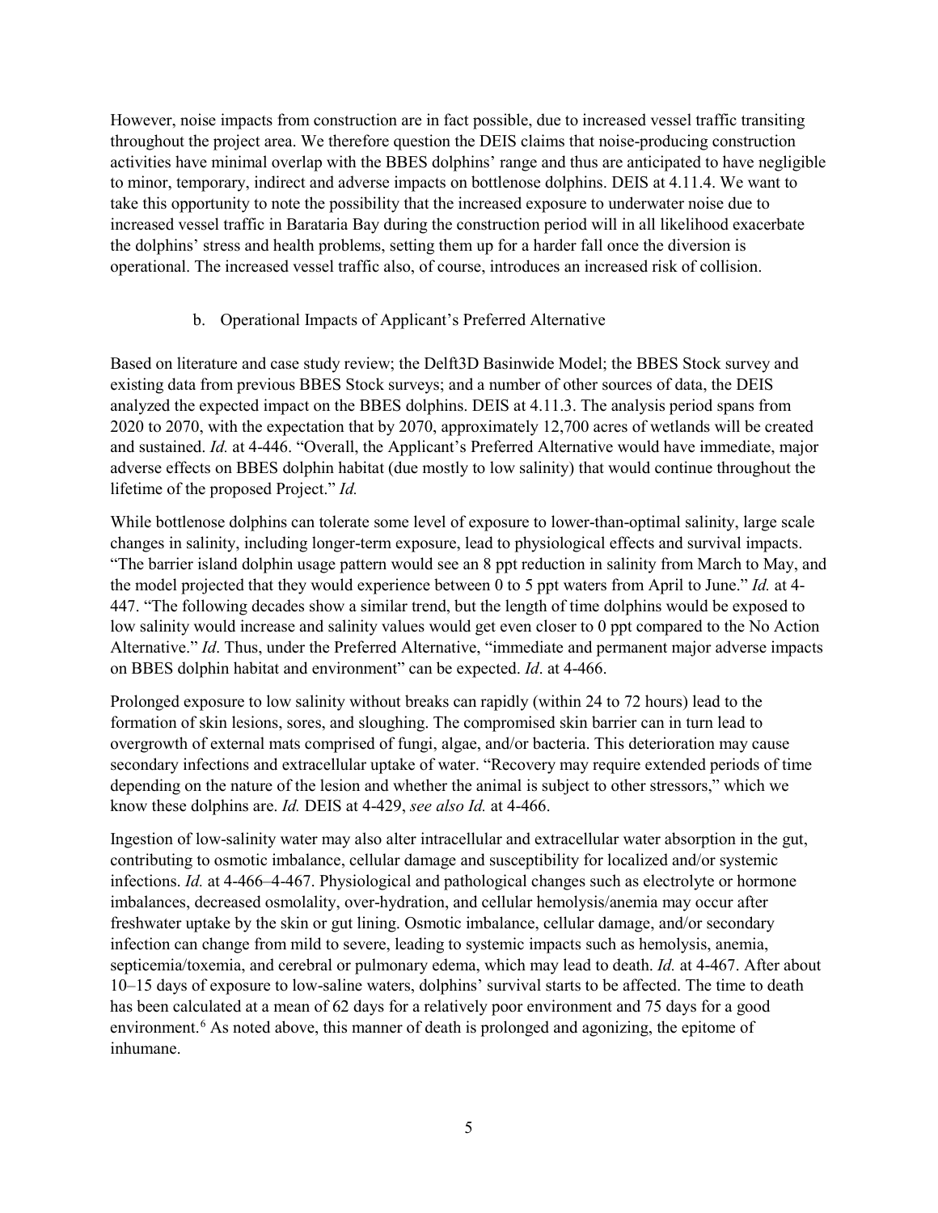However, noise impacts from construction are in fact possible, due to increased vessel traffic transiting throughout the project area. We therefore question the DEIS claims that noise-producing construction activities have minimal overlap with the BBES dolphins' range and thus are anticipated to have negligible to minor, temporary, indirect and adverse impacts on bottlenose dolphins. DEIS at 4.11.4. We want to take this opportunity to note the possibility that the increased exposure to underwater noise due to increased vessel traffic in Barataria Bay during the construction period will in all likelihood exacerbate the dolphins' stress and health problems, setting them up for a harder fall once the diversion is operational. The increased vessel traffic also, of course, introduces an increased risk of collision.

b. Operational Impacts of Applicant's Preferred Alternative

Based on literature and case study review; the Delft3D Basinwide Model; the BBES Stock survey and existing data from previous BBES Stock surveys; and a number of other sources of data, the DEIS analyzed the expected impact on the BBES dolphins. DEIS at 4.11.3. The analysis period spans from 2020 to 2070, with the expectation that by 2070, approximately 12,700 acres of wetlands will be created and sustained. *Id.* at 4-446. "Overall, the Applicant's Preferred Alternative would have immediate, major adverse effects on BBES dolphin habitat (due mostly to low salinity) that would continue throughout the lifetime of the proposed Project." *Id.*

While bottlenose dolphins can tolerate some level of exposure to lower-than-optimal salinity, large scale changes in salinity, including longer-term exposure, lead to physiological effects and survival impacts. "The barrier island dolphin usage pattern would see an 8 ppt reduction in salinity from March to May, and the model projected that they would experience between 0 to 5 ppt waters from April to June." *Id.* at 4-447. "The following decades show a similar trend, but the length of time dolphins would be exposed to low salinity would increase and salinity values would get even closer to 0 ppt compared to the No Action Alternative." *Id*. Thus, under the Preferred Alternative, "immediate and permanent major adverse impacts on BBES dolphin habitat and environment" can be expected. *Id*. at 4-466.

Prolonged exposure to low salinity without breaks can rapidly (within 24 to 72 hours) lead to the formation of skin lesions, sores, and sloughing. The compromised skin barrier can in turn lead to overgrowth of external mats comprised of fungi, algae, and/or bacteria. This deterioration may cause secondary infections and extracellular uptake of water. "Recovery may require extended periods of time depending on the nature of the lesion and whether the animal is subject to other stressors," which we know these dolphins are. *Id.* DEIS at 4-429, *see also Id.* at 4-466.

Ingestion of low-salinity water may also alter intracellular and extracellular water absorption in the gut, contributing to osmotic imbalance, cellular damage and susceptibility for localized and/or systemic infections. *Id.* at 4-466–4-467. Physiological and pathological changes such as electrolyte or hormone imbalances, decreased osmolality, over-hydration, and cellular hemolysis/anemia may occur after freshwater uptake by the skin or gut lining. Osmotic imbalance, cellular damage, and/or secondary infection can change from mild to severe, leading to systemic impacts such as hemolysis, anemia, septicemia/toxemia, and cerebral or pulmonary edema, which may lead to death. *Id.* at 4-467. After about 10–15 days of exposure to low-saline waters, dolphins' survival starts to be affected. The time to death has been calculated at a mean of 62 days for a relatively poor environment and 75 days for a good environment.[6] As noted above, this manner of death is prolonged and agonizing, the epitome of inhumane.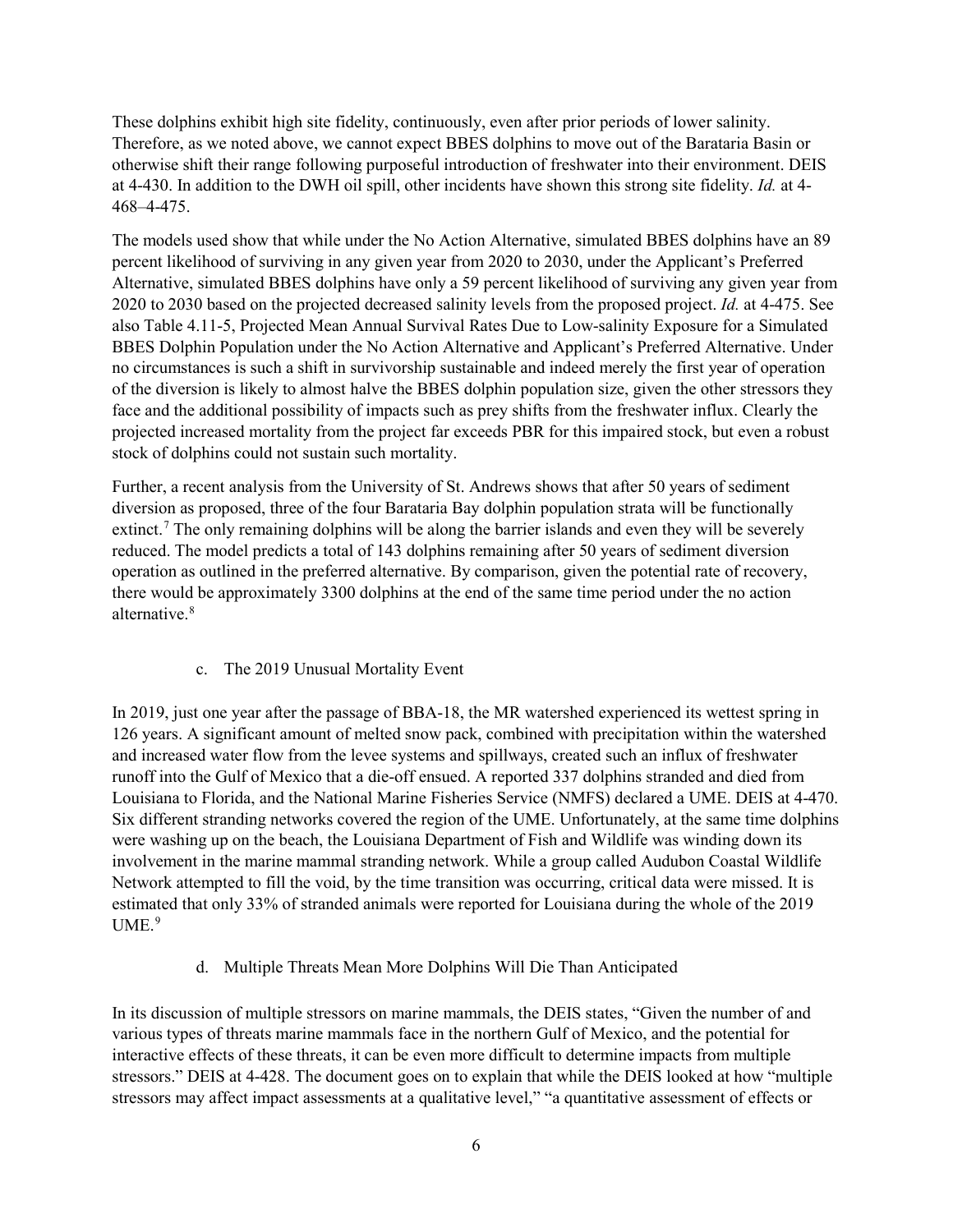These dolphins exhibit high site fidelity, continuously, even after prior periods of lower salinity. Therefore, as we noted above, we cannot expect BBES dolphins to move out of the Barataria Basin or otherwise shift their range following purposeful introduction of freshwater into their environment. DEIS at 4-430. In addition to the DWH oil spill, other incidents have shown this strong site fidelity. *Id.* at 4-468–4-475.

The models used show that while under the No Action Alternative, simulated BBES dolphins have an 89 percent likelihood of surviving in any given year from 2020 to 2030, under the Applicant's Preferred Alternative, simulated BBES dolphins have only a 59 percent likelihood of surviving any given year from 2020 to 2030 based on the projected decreased salinity levels from the proposed project. *Id.* at 4-475. See also Table 4.11-5, Projected Mean Annual Survival Rates Due to Low-salinity Exposure for a Simulated BBES Dolphin Population under the No Action Alternative and Applicant's Preferred Alternative. Under no circumstances is such a shift in survivorship sustainable and indeed merely the first year of operation of the diversion is likely to almost halve the BBES dolphin population size, given the other stressors they face and the additional possibility of impacts such as prey shifts from the freshwater influx. Clearly the projected increased mortality from the project far exceeds PBR for this impaired stock, but even a robust stock of dolphins could not sustain such mortality.

Further, a recent analysis from the University of St. Andrews shows that after 50 years of sediment diversion as proposed, three of the four Barataria Bay dolphin population strata will be functionally extinct.[7] The only remaining dolphins will be along the barrier islands and even they will be severely reduced. The model predicts a total of 143 dolphins remaining after 50 years of sediment diversion operation as outlined in the preferred alternative. By comparison, given the potential rate of recovery, there would be approximately 3300 dolphins at the end of the same time period under the no action alternative.[8]

### c. The 2019 Unusual Mortality Event

In 2019, just one year after the passage of BBA-18, the MR watershed experienced its wettest spring in 126 years. A significant amount of melted snow pack, combined with precipitation within the watershed and increased water flow from the levee systems and spillways, created such an influx of freshwater runoff into the Gulf of Mexico that a die-off ensued. A reported 337 dolphins stranded and died from Louisiana to Florida, and the National Marine Fisheries Service (NMFS) declared a UME. DEIS at 4-470. Six different stranding networks covered the region of the UME. Unfortunately, at the same time dolphins were washing up on the beach, the Louisiana Department of Fish and Wildlife was winding down its involvement in the marine mammal stranding network. While a group called Audubon Coastal Wildlife Network attempted to fill the void, by the time transition was occurring, critical data were missed. It is estimated that only 33% of stranded animals were reported for Louisiana during the whole of the 2019 UME.[9]

### d. Multiple Threats Mean More Dolphins Will Die Than Anticipated

In its discussion of multiple stressors on marine mammals, the DEIS states, "Given the number of and various types of threats marine mammals face in the northern Gulf of Mexico, and the potential for interactive effects of these threats, it can be even more difficult to determine impacts from multiple stressors." DEIS at 4-428. The document goes on to explain that while the DEIS looked at how "multiple stressors may affect impact assessments at a qualitative level," "a quantitative assessment of effects or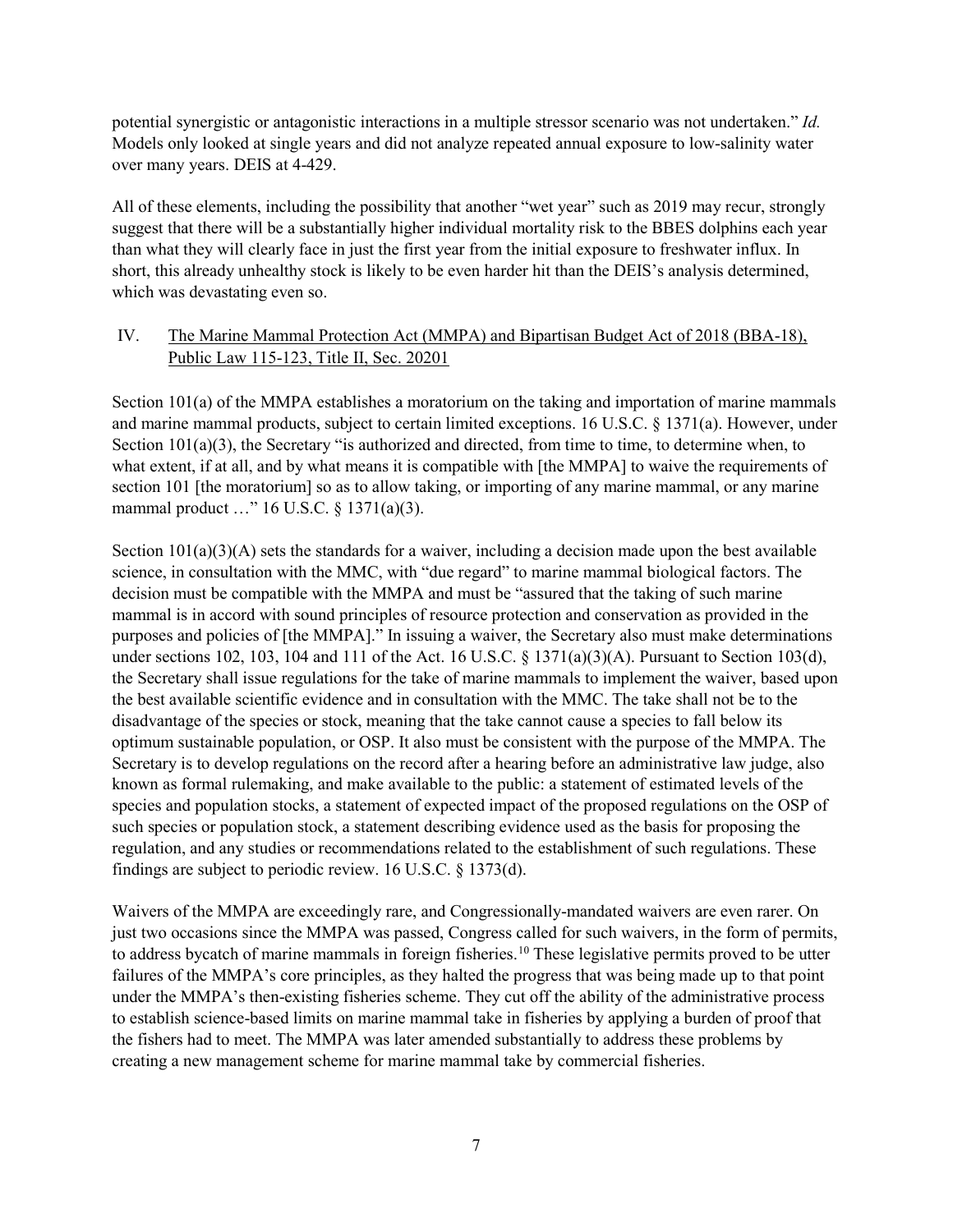potential synergistic or antagonistic interactions in a multiple stressor scenario was not undertaken." *Id.* Models only looked at single years and did not analyze repeated annual exposure to low-salinity water over many years. DEIS at 4-429.

All of these elements, including the possibility that another "wet year" such as 2019 may recur, strongly suggest that there will be a substantially higher individual mortality risk to the BBES dolphins each year than what they will clearly face in just the first year from the initial exposure to freshwater influx. In short, this already unhealthy stock is likely to be even harder hit than the DEIS's analysis determined, which was devastating even so.

## IV. The Marine Mammal Protection Act (MMPA) and Bipartisan Budget Act of 2018 (BBA-18), Public Law 115-123, Title II, Sec. 20201

Section 101(a) of the MMPA establishes a moratorium on the taking and importation of marine mammals and marine mammal products, subject to certain limited exceptions. 16 U.S.C. § 1371(a). However, under Section 101(a)(3), the Secretary "is authorized and directed, from time to time, to determine when, to what extent, if at all, and by what means it is compatible with [the MMPA] to waive the requirements of section 101 [the moratorium] so as to allow taking, or importing of any marine mammal, or any marine mammal product …" 16 U.S.C. § 1371(a)(3).

Section 101(a)(3)(A) sets the standards for a waiver, including a decision made upon the best available science, in consultation with the MMC, with "due regard" to marine mammal biological factors. The decision must be compatible with the MMPA and must be "assured that the taking of such marine mammal is in accord with sound principles of resource protection and conservation as provided in the purposes and policies of [the MMPA]." In issuing a waiver, the Secretary also must make determinations under sections 102, 103, 104 and 111 of the Act. 16 U.S.C. § 1371(a)(3)(A). Pursuant to Section 103(d), the Secretary shall issue regulations for the take of marine mammals to implement the waiver, based upon the best available scientific evidence and in consultation with the MMC. The take shall not be to the disadvantage of the species or stock, meaning that the take cannot cause a species to fall below its optimum sustainable population, or OSP. It also must be consistent with the purpose of the MMPA. The Secretary is to develop regulations on the record after a hearing before an administrative law judge, also known as formal rulemaking, and make available to the public: a statement of estimated levels of the species and population stocks, a statement of expected impact of the proposed regulations on the OSP of such species or population stock, a statement describing evidence used as the basis for proposing the regulation, and any studies or recommendations related to the establishment of such regulations. These findings are subject to periodic review. 16 U.S.C. § 1373(d).

Waivers of the MMPA are exceedingly rare, and Congressionally-mandated waivers are even rarer. On just two occasions since the MMPA was passed, Congress called for such waivers, in the form of permits, to address bycatch of marine mammals in foreign fisheries.[10] These legislative permits proved to be utter failures of the MMPA's core principles, as they halted the progress that was being made up to that point under the MMPA's then-existing fisheries scheme. They cut off the ability of the administrative process to establish science-based limits on marine mammal take in fisheries by applying a burden of proof that the fishers had to meet. The MMPA was later amended substantially to address these problems by creating a new management scheme for marine mammal take by commercial fisheries.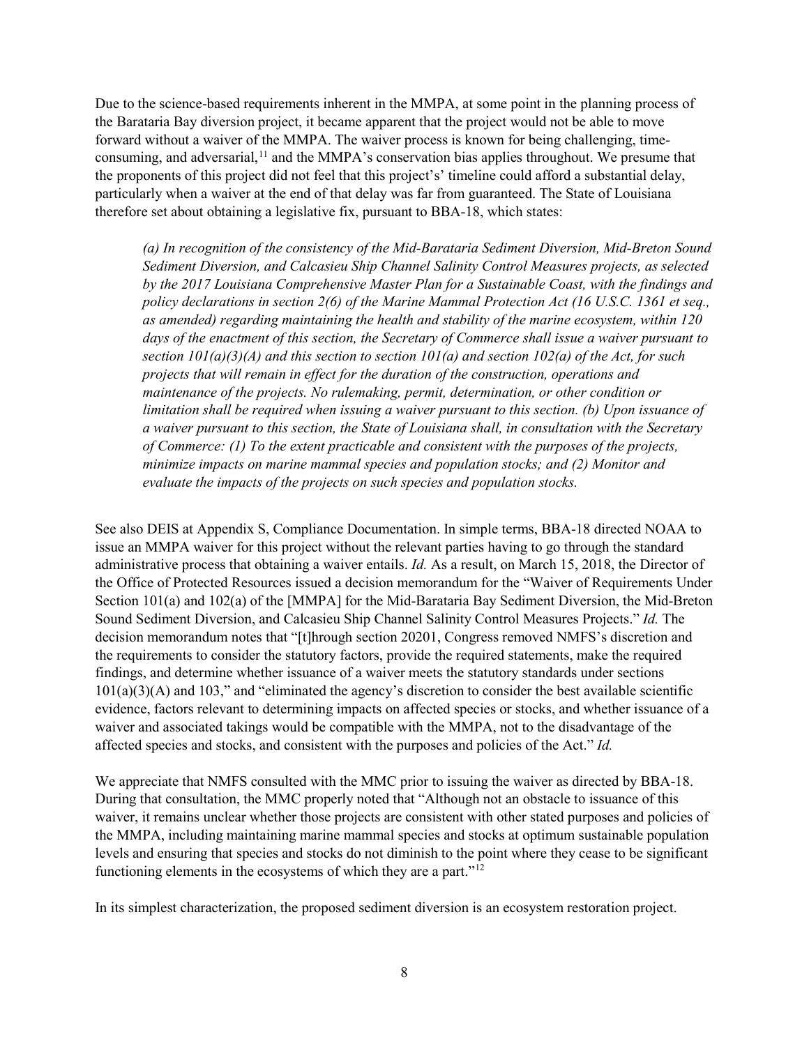Due to the science-based requirements inherent in the MMPA, at some point in the planning process of the Barataria Bay diversion project, it became apparent that the project would not be able to move forward without a waiver of the MMPA. The waiver process is known for being challenging, time-consuming, and adversarial,[11] and the MMPA's conservation bias applies throughout. We presume that the proponents of this project did not feel that this project's' timeline could afford a substantial delay, particularly when a waiver at the end of that delay was far from guaranteed. The State of Louisiana therefore set about obtaining a legislative fix, pursuant to BBA-18, which states:

> *(a) In recognition of the consistency of the Mid-Barataria Sediment Diversion, Mid-Breton Sound Sediment Diversion, and Calcasieu Ship Channel Salinity Control Measures projects, as selected by the 2017 Louisiana Comprehensive Master Plan for a Sustainable Coast, with the findings and policy declarations in section 2(6) of the Marine Mammal Protection Act (16 U.S.C. 1361 et seq., as amended) regarding maintaining the health and stability of the marine ecosystem, within 120 days of the enactment of this section, the Secretary of Commerce shall issue a waiver pursuant to section 101(a)(3)(A) and this section to section 101(a) and section 102(a) of the Act, for such projects that will remain in effect for the duration of the construction, operations and maintenance of the projects. No rulemaking, permit, determination, or other condition or limitation shall be required when issuing a waiver pursuant to this section. (b) Upon issuance of a waiver pursuant to this section, the State of Louisiana shall, in consultation with the Secretary of Commerce: (1) To the extent practicable and consistent with the purposes of the projects, minimize impacts on marine mammal species and population stocks; and (2) Monitor and evaluate the impacts of the projects on such species and population stocks.*

See also DEIS at Appendix S, Compliance Documentation. In simple terms, BBA-18 directed NOAA to issue an MMPA waiver for this project without the relevant parties having to go through the standard administrative process that obtaining a waiver entails. *Id.* As a result, on March 15, 2018, the Director of the Office of Protected Resources issued a decision memorandum for the "Waiver of Requirements Under Section 101(a) and 102(a) of the [MMPA] for the Mid-Barataria Bay Sediment Diversion, the Mid-Breton Sound Sediment Diversion, and Calcasieu Ship Channel Salinity Control Measures Projects." *Id.* The decision memorandum notes that "[t]hrough section 20201, Congress removed NMFS's discretion and the requirements to consider the statutory factors, provide the required statements, make the required findings, and determine whether issuance of a waiver meets the statutory standards under sections 101(a)(3)(A) and 103," and "eliminated the agency's discretion to consider the best available scientific evidence, factors relevant to determining impacts on affected species or stocks, and whether issuance of a waiver and associated takings would be compatible with the MMPA, not to the disadvantage of the affected species and stocks, and consistent with the purposes and policies of the Act." *Id.*

We appreciate that NMFS consulted with the MMC prior to issuing the waiver as directed by BBA-18. During that consultation, the MMC properly noted that "Although not an obstacle to issuance of this waiver, it remains unclear whether those projects are consistent with other stated purposes and policies of the MMPA, including maintaining marine mammal species and stocks at optimum sustainable population levels and ensuring that species and stocks do not diminish to the point where they cease to be significant functioning elements in the ecosystems of which they are a part."[12]

In its simplest characterization, the proposed sediment diversion is an ecosystem restoration project.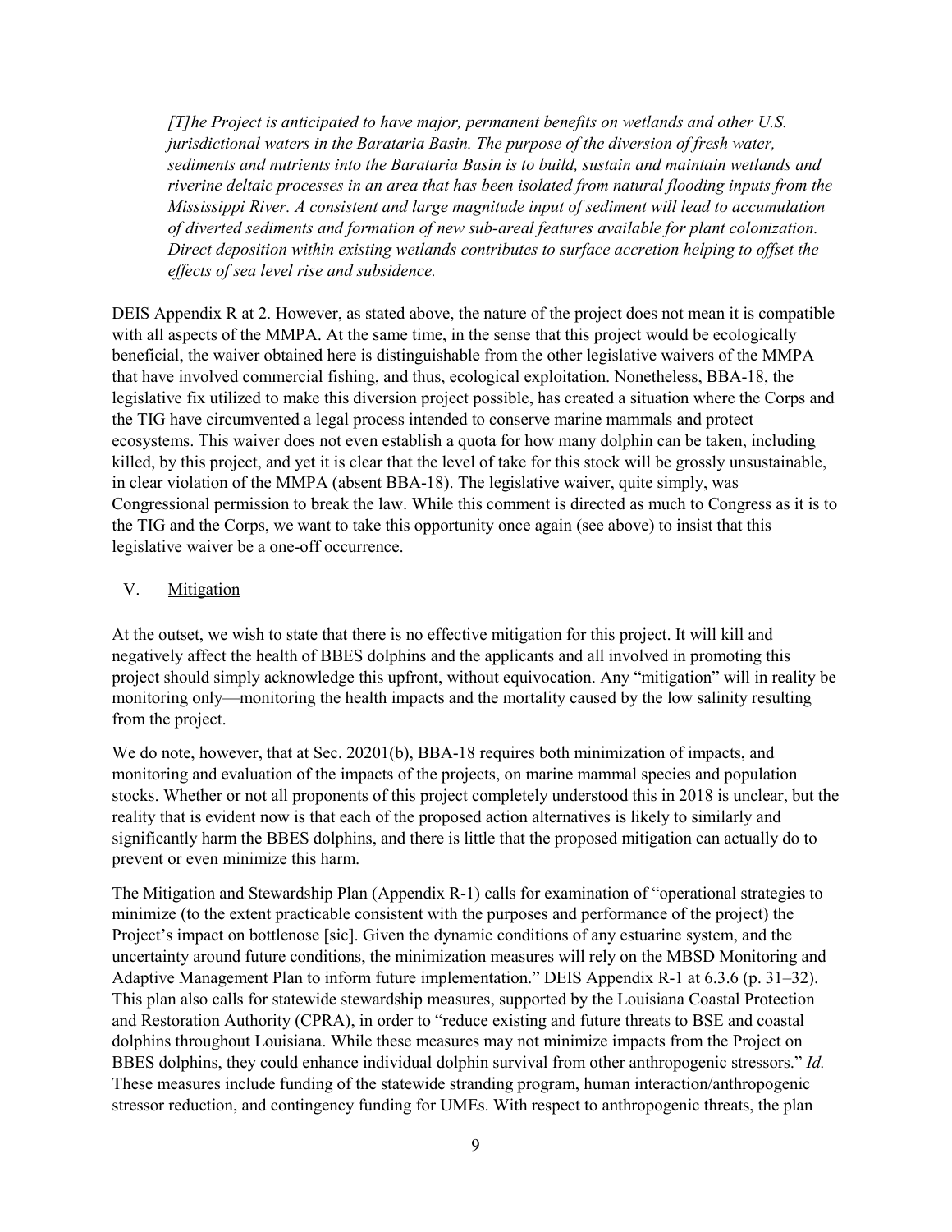> *[T]he Project is anticipated to have major, permanent benefits on wetlands and other U.S. jurisdictional waters in the Barataria Basin. The purpose of the diversion of fresh water, sediments and nutrients into the Barataria Basin is to build, sustain and maintain wetlands and riverine deltaic processes in an area that has been isolated from natural flooding inputs from the Mississippi River. A consistent and large magnitude input of sediment will lead to accumulation of diverted sediments and formation of new sub-areal features available for plant colonization. Direct deposition within existing wetlands contributes to surface accretion helping to offset the effects of sea level rise and subsidence.*

DEIS Appendix R at 2. However, as stated above, the nature of the project does not mean it is compatible with all aspects of the MMPA. At the same time, in the sense that this project would be ecologically beneficial, the waiver obtained here is distinguishable from the other legislative waivers of the MMPA that have involved commercial fishing, and thus, ecological exploitation. Nonetheless, BBA-18, the legislative fix utilized to make this diversion project possible, has created a situation where the Corps and the TIG have circumvented a legal process intended to conserve marine mammals and protect ecosystems. This waiver does not even establish a quota for how many dolphin can be taken, including killed, by this project, and yet it is clear that the level of take for this stock will be grossly unsustainable, in clear violation of the MMPA (absent BBA-18). The legislative waiver, quite simply, was Congressional permission to break the law. While this comment is directed as much to Congress as it is to the TIG and the Corps, we want to take this opportunity once again (see above) to insist that this legislative waiver be a one-off occurrence.

## V. Mitigation

At the outset, we wish to state that there is no effective mitigation for this project. It will kill and negatively affect the health of BBES dolphins and the applicants and all involved in promoting this project should simply acknowledge this upfront, without equivocation. Any "mitigation" will in reality be monitoring only—monitoring the health impacts and the mortality caused by the low salinity resulting from the project.

We do note, however, that at Sec. 20201(b), BBA-18 requires both minimization of impacts, and monitoring and evaluation of the impacts of the projects, on marine mammal species and population stocks. Whether or not all proponents of this project completely understood this in 2018 is unclear, but the reality that is evident now is that each of the proposed action alternatives is likely to similarly and significantly harm the BBES dolphins, and there is little that the proposed mitigation can actually do to prevent or even minimize this harm.

The Mitigation and Stewardship Plan (Appendix R-1) calls for examination of "operational strategies to minimize (to the extent practicable consistent with the purposes and performance of the project) the Project's impact on bottlenose [sic]. Given the dynamic conditions of any estuarine system, and the uncertainty around future conditions, the minimization measures will rely on the MBSD Monitoring and Adaptive Management Plan to inform future implementation." DEIS Appendix R-1 at 6.3.6 (p. 31–32). This plan also calls for statewide stewardship measures, supported by the Louisiana Coastal Protection and Restoration Authority (CPRA), in order to "reduce existing and future threats to BSE and coastal dolphins throughout Louisiana. While these measures may not minimize impacts from the Project on BBES dolphins, they could enhance individual dolphin survival from other anthropogenic stressors." *Id.* These measures include funding of the statewide stranding program, human interaction/anthropogenic stressor reduction, and contingency funding for UMEs. With respect to anthropogenic threats, the plan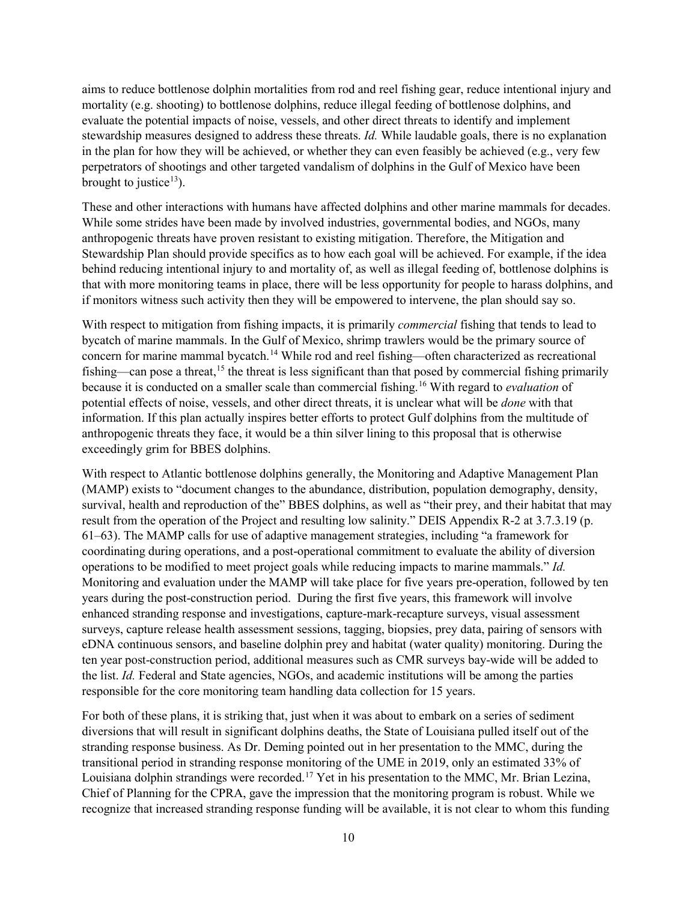aims to reduce bottlenose dolphin mortalities from rod and reel fishing gear, reduce intentional injury and mortality (e.g. shooting) to bottlenose dolphins, reduce illegal feeding of bottlenose dolphins, and evaluate the potential impacts of noise, vessels, and other direct threats to identify and implement stewardship measures designed to address these threats. *Id.* While laudable goals, there is no explanation in the plan for how they will be achieved, or whether they can even feasibly be achieved (e.g., very few perpetrators of shootings and other targeted vandalism of dolphins in the Gulf of Mexico have been brought to justice[13]).

These and other interactions with humans have affected dolphins and other marine mammals for decades. While some strides have been made by involved industries, governmental bodies, and NGOs, many anthropogenic threats have proven resistant to existing mitigation. Therefore, the Mitigation and Stewardship Plan should provide specifics as to how each goal will be achieved. For example, if the idea behind reducing intentional injury to and mortality of, as well as illegal feeding of, bottlenose dolphins is that with more monitoring teams in place, there will be less opportunity for people to harass dolphins, and if monitors witness such activity then they will be empowered to intervene, the plan should say so.

With respect to mitigation from fishing impacts, it is primarily *commercial* fishing that tends to lead to bycatch of marine mammals. In the Gulf of Mexico, shrimp trawlers would be the primary source of concern for marine mammal bycatch.[14] While rod and reel fishing—often characterized as recreational fishing—can pose a threat,[15] the threat is less significant than that posed by commercial fishing primarily because it is conducted on a smaller scale than commercial fishing.[16] With regard to *evaluation* of potential effects of noise, vessels, and other direct threats, it is unclear what will be *done* with that information. If this plan actually inspires better efforts to protect Gulf dolphins from the multitude of anthropogenic threats they face, it would be a thin silver lining to this proposal that is otherwise exceedingly grim for BBES dolphins.

With respect to Atlantic bottlenose dolphins generally, the Monitoring and Adaptive Management Plan (MAMP) exists to "document changes to the abundance, distribution, population demography, density, survival, health and reproduction of the" BBES dolphins, as well as "their prey, and their habitat that may result from the operation of the Project and resulting low salinity." DEIS Appendix R-2 at 3.7.3.19 (p. 61–63). The MAMP calls for use of adaptive management strategies, including "a framework for coordinating during operations, and a post-operational commitment to evaluate the ability of diversion operations to be modified to meet project goals while reducing impacts to marine mammals." *Id.* Monitoring and evaluation under the MAMP will take place for five years pre-operation, followed by ten years during the post-construction period. During the first five years, this framework will involve enhanced stranding response and investigations, capture-mark-recapture surveys, visual assessment surveys, capture release health assessment sessions, tagging, biopsies, prey data, pairing of sensors with eDNA continuous sensors, and baseline dolphin prey and habitat (water quality) monitoring. During the ten year post-construction period, additional measures such as CMR surveys bay-wide will be added to the list. *Id.* Federal and State agencies, NGOs, and academic institutions will be among the parties responsible for the core monitoring team handling data collection for 15 years.

For both of these plans, it is striking that, just when it was about to embark on a series of sediment diversions that will result in significant dolphins deaths, the State of Louisiana pulled itself out of the stranding response business. As Dr. Deming pointed out in her presentation to the MMC, during the transitional period in stranding response monitoring of the UME in 2019, only an estimated 33% of Louisiana dolphin strandings were recorded.[17] Yet in his presentation to the MMC, Mr. Brian Lezina, Chief of Planning for the CPRA, gave the impression that the monitoring program is robust. While we recognize that increased stranding response funding will be available, it is not clear to whom this funding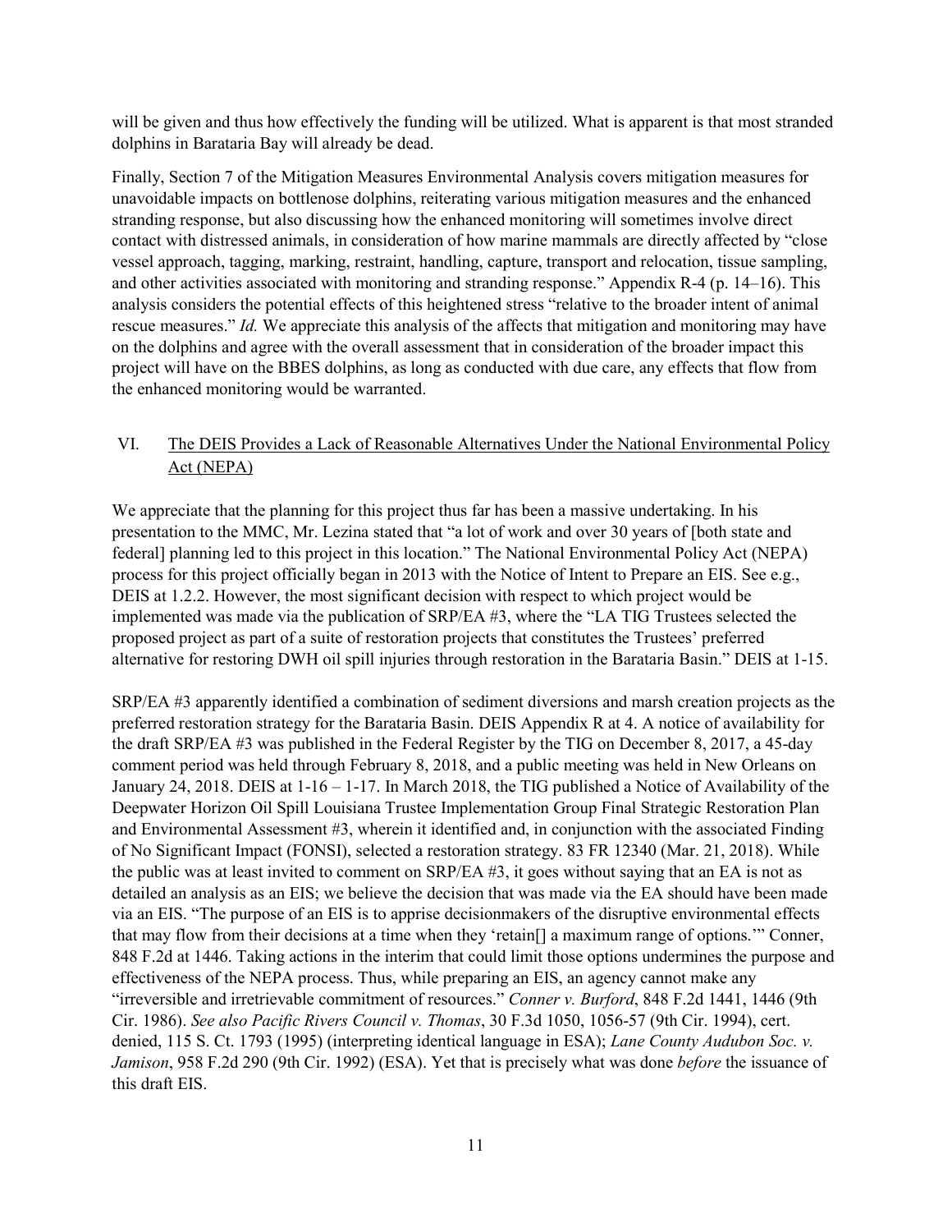will be given and thus how effectively the funding will be utilized. What is apparent is that most stranded dolphins in Barataria Bay will already be dead.

Finally, Section 7 of the Mitigation Measures Environmental Analysis covers mitigation measures for unavoidable impacts on bottlenose dolphins, reiterating various mitigation measures and the enhanced stranding response, but also discussing how the enhanced monitoring will sometimes involve direct contact with distressed animals, in consideration of how marine mammals are directly affected by "close vessel approach, tagging, marking, restraint, handling, capture, transport and relocation, tissue sampling, and other activities associated with monitoring and stranding response." Appendix R-4 (p. 14–16). This analysis considers the potential effects of this heightened stress "relative to the broader intent of animal rescue measures." *Id.* We appreciate this analysis of the affects that mitigation and monitoring may have on the dolphins and agree with the overall assessment that in consideration of the broader impact this project will have on the BBES dolphins, as long as conducted with due care, any effects that flow from the enhanced monitoring would be warranted.

## VI. <u>The DEIS Provides a Lack of Reasonable Alternatives Under the National Environmental Policy Act (NEPA)</u>

We appreciate that the planning for this project thus far has been a massive undertaking. In his presentation to the MMC, Mr. Lezina stated that "a lot of work and over 30 years of [both state and federal] planning led to this project in this location." The National Environmental Policy Act (NEPA) process for this project officially began in 2013 with the Notice of Intent to Prepare an EIS. See e.g., DEIS at 1.2.2. However, the most significant decision with respect to which project would be implemented was made via the publication of SRP/EA #3, where the "LA TIG Trustees selected the proposed project as part of a suite of restoration projects that constitutes the Trustees' preferred alternative for restoring DWH oil spill injuries through restoration in the Barataria Basin." DEIS at 1-15.

SRP/EA #3 apparently identified a combination of sediment diversions and marsh creation projects as the preferred restoration strategy for the Barataria Basin. DEIS Appendix R at 4. A notice of availability for the draft SRP/EA #3 was published in the Federal Register by the TIG on December 8, 2017, a 45-day comment period was held through February 8, 2018, and a public meeting was held in New Orleans on January 24, 2018. DEIS at 1-16 – 1-17. In March 2018, the TIG published a Notice of Availability of the Deepwater Horizon Oil Spill Louisiana Trustee Implementation Group Final Strategic Restoration Plan and Environmental Assessment #3, wherein it identified and, in conjunction with the associated Finding of No Significant Impact (FONSI), selected a restoration strategy. 83 FR 12340 (Mar. 21, 2018). While the public was at least invited to comment on SRP/EA #3, it goes without saying that an EA is not as detailed an analysis as an EIS; we believe the decision that was made via the EA should have been made via an EIS. "The purpose of an EIS is to apprise decisionmakers of the disruptive environmental effects that may flow from their decisions at a time when they 'retain[] a maximum range of options.'" Conner, 848 F.2d at 1446. Taking actions in the interim that could limit those options undermines the purpose and effectiveness of the NEPA process. Thus, while preparing an EIS, an agency cannot make any "irreversible and irretrievable commitment of resources." *Conner v. Burford*, 848 F.2d 1441, 1446 (9th Cir. 1986). *See also Pacific Rivers Council v. Thomas*, 30 F.3d 1050, 1056-57 (9th Cir. 1994), cert. denied, 115 S. Ct. 1793 (1995) (interpreting identical language in ESA); *Lane County Audubon Soc. v. Jamison*, 958 F.2d 290 (9th Cir. 1992) (ESA). Yet that is precisely what was done *before* the issuance of this draft EIS.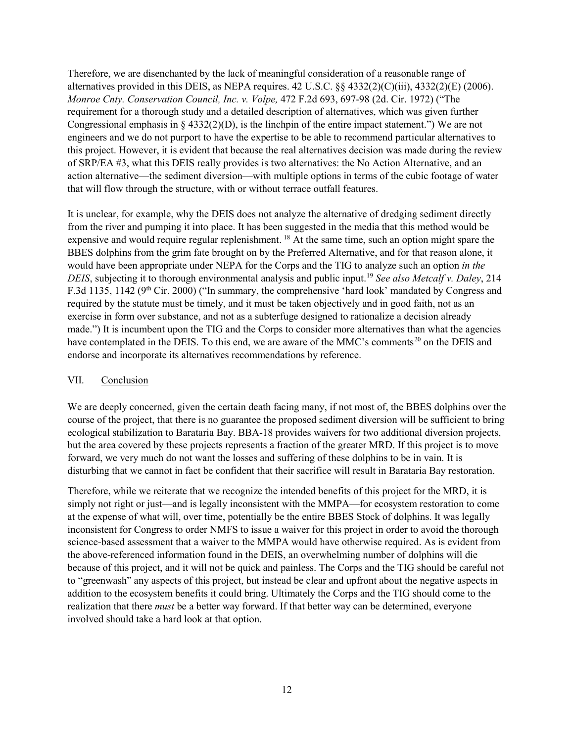Therefore, we are disenchanted by the lack of meaningful consideration of a reasonable range of alternatives provided in this DEIS, as NEPA requires. 42 U.S.C. §§ 4332(2)(C)(iii), 4332(2)(E) (2006). *Monroe Cnty. Conservation Council, Inc. v. Volpe,* 472 F.2d 693, 697-98 (2d. Cir. 1972) ("The requirement for a thorough study and a detailed description of alternatives, which was given further Congressional emphasis in § 4332(2)(D), is the linchpin of the entire impact statement.") We are not engineers and we do not purport to have the expertise to be able to recommend particular alternatives to this project. However, it is evident that because the real alternatives decision was made during the review of SRP/EA #3, what this DEIS really provides is two alternatives: the No Action Alternative, and an action alternative—the sediment diversion—with multiple options in terms of the cubic footage of water that will flow through the structure, with or without terrace outfall features.

It is unclear, for example, why the DEIS does not analyze the alternative of dredging sediment directly from the river and pumping it into place. It has been suggested in the media that this method would be expensive and would require regular replenishment. [18] At the same time, such an option might spare the BBES dolphins from the grim fate brought on by the Preferred Alternative, and for that reason alone, it would have been appropriate under NEPA for the Corps and the TIG to analyze such an option *in the DEIS*, subjecting it to thorough environmental analysis and public input.[19] *See also Metcalf v. Daley*, 214 F.3d 1135, 1142 (9th Cir. 2000) ("In summary, the comprehensive 'hard look' mandated by Congress and required by the statute must be timely, and it must be taken objectively and in good faith, not as an exercise in form over substance, and not as a subterfuge designed to rationalize a decision already made.") It is incumbent upon the TIG and the Corps to consider more alternatives than what the agencies have contemplated in the DEIS. To this end, we are aware of the MMC's comments[20] on the DEIS and endorse and incorporate its alternatives recommendations by reference.

## VII. Conclusion

We are deeply concerned, given the certain death facing many, if not most of, the BBES dolphins over the course of the project, that there is no guarantee the proposed sediment diversion will be sufficient to bring ecological stabilization to Barataria Bay. BBA-18 provides waivers for two additional diversion projects, but the area covered by these projects represents a fraction of the greater MRD. If this project is to move forward, we very much do not want the losses and suffering of these dolphins to be in vain. It is disturbing that we cannot in fact be confident that their sacrifice will result in Barataria Bay restoration.

Therefore, while we reiterate that we recognize the intended benefits of this project for the MRD, it is simply not right or just—and is legally inconsistent with the MMPA—for ecosystem restoration to come at the expense of what will, over time, potentially be the entire BBES Stock of dolphins. It was legally inconsistent for Congress to order NMFS to issue a waiver for this project in order to avoid the thorough science-based assessment that a waiver to the MMPA would have otherwise required. As is evident from the above-referenced information found in the DEIS, an overwhelming number of dolphins will die because of this project, and it will not be quick and painless. The Corps and the TIG should be careful not to "greenwash" any aspects of this project, but instead be clear and upfront about the negative aspects in addition to the ecosystem benefits it could bring. Ultimately the Corps and the TIG should come to the realization that there *must* be a better way forward. If that better way can be determined, everyone involved should take a hard look at that option.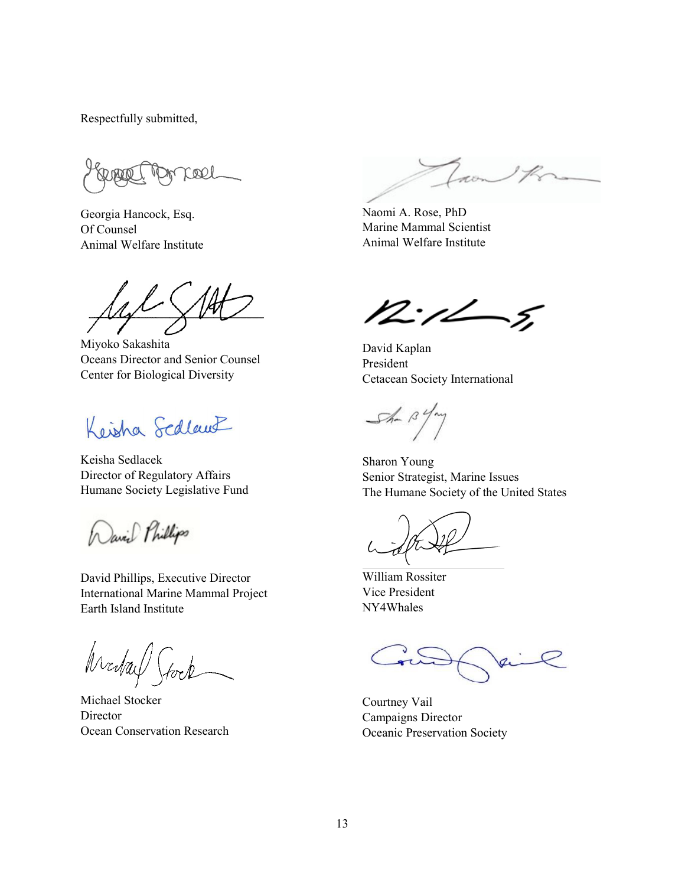Respectfully submitted,

Georgia Hancock, Esq.  
Of Counsel  
Animal Welfare Institute

Naomi A. Rose, PhD  
Marine Mammal Scientist  
Animal Welfare Institute

Miyoko Sakashita  
Oceans Director and Senior Counsel  
Center for Biological Diversity

David Kaplan  
President  
Cetacean Society International

Keisha Sedlacek  
Director of Regulatory Affairs  
Humane Society Legislative Fund

Sharon Young  
Senior Strategist, Marine Issues  
The Humane Society of the United States

David Phillips, Executive Director  
International Marine Mammal Project  
Earth Island Institute

William Rossiter  
Vice President  
NY4Whales

Michael Stocker  
Director  
Ocean Conservation Research

Courtney Vail  
Campaigns Director  
Oceanic Preservation Society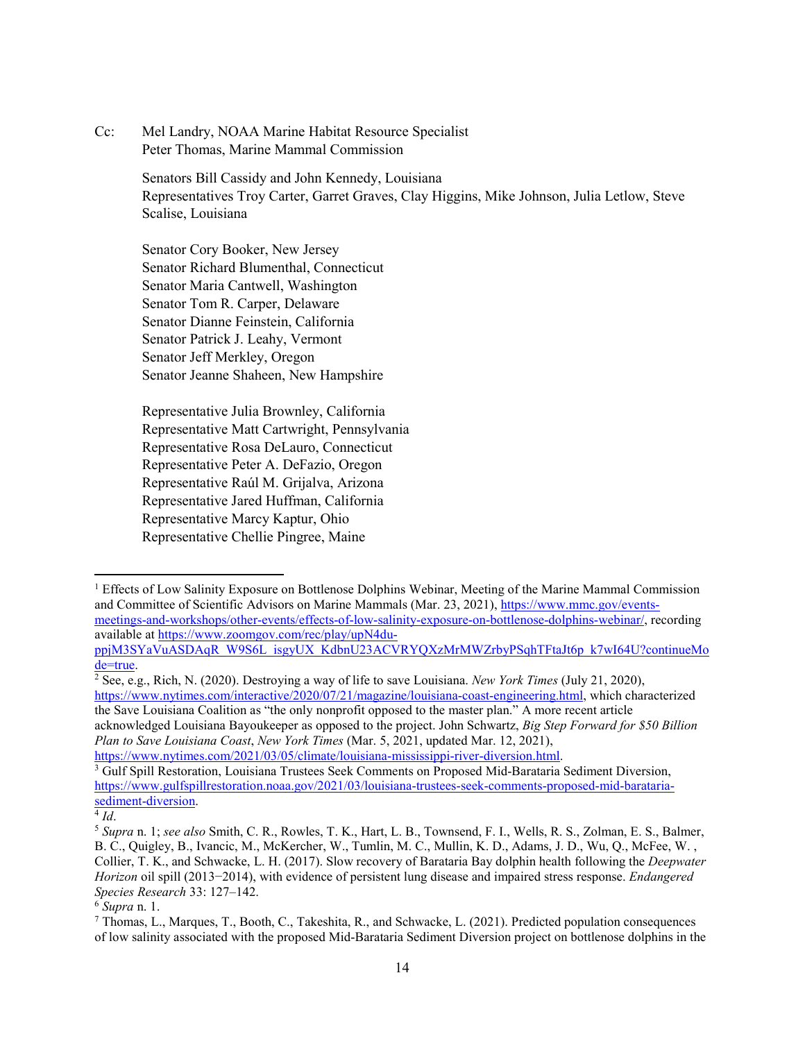Cc: Mel Landry, NOAA Marine Habitat Resource Specialist
Peter Thomas, Marine Mammal Commission

Senators Bill Cassidy and John Kennedy, Louisiana
Representatives Troy Carter, Garret Graves, Clay Higgins, Mike Johnson, Julia Letlow, Steve Scalise, Louisiana

Senator Cory Booker, New Jersey
Senator Richard Blumenthal, Connecticut
Senator Maria Cantwell, Washington
Senator Tom R. Carper, Delaware
Senator Dianne Feinstein, California
Senator Patrick J. Leahy, Vermont
Senator Jeff Merkley, Oregon
Senator Jeanne Shaheen, New Hampshire

Representative Julia Brownley, California
Representative Matt Cartwright, Pennsylvania
Representative Rosa DeLauro, Connecticut
Representative Peter A. DeFazio, Oregon
Representative Raúl M. Grijalva, Arizona
Representative Jared Huffman, California
Representative Marcy Kaptur, Ohio
Representative Chellie Pingree, Maine

---

[1] Effects of Low Salinity Exposure on Bottlenose Dolphins Webinar, Meeting of the Marine Mammal Commission and Committee of Scientific Advisors on Marine Mammals (Mar. 23, 2021), https://www.mmc.gov/events-meetings-and-workshops/other-events/effects-of-low-salinity-exposure-on-bottlenose-dolphins-webinar/, recording available at https://www.zoomgov.com/rec/play/upN4du-ppjM3SYaVuASDAqR_W9S6L_isgyUX_KdbnU23ACVRYQXzMrMWZrbyPSqhTFtaJt6p_k7wI64U?continueMode=true.

[2] See, e.g., Rich, N. (2020). Destroying a way of life to save Louisiana. *New York Times* (July 21, 2020), https://www.nytimes.com/interactive/2020/07/21/magazine/louisiana-coast-engineering.html, which characterized the Save Louisiana Coalition as "the only nonprofit opposed to the master plan." A more recent article acknowledged Louisiana Bayoukeeper as opposed to the project. John Schwartz, *Big Step Forward for $50 Billion Plan to Save Louisiana Coast*, *New York Times* (Mar. 5, 2021, updated Mar. 12, 2021), https://www.nytimes.com/2021/03/05/climate/louisiana-mississippi-river-diversion.html.

[3] Gulf Spill Restoration, Louisiana Trustees Seek Comments on Proposed Mid-Barataria Sediment Diversion, https://www.gulfspillrestoration.noaa.gov/2021/03/louisiana-trustees-seek-comments-proposed-mid-barataria-sediment-diversion.

[4] *Id*.

[5] *Supra* n. 1; *see also* Smith, C. R., Rowles, T. K., Hart, L. B., Townsend, F. I., Wells, R. S., Zolman, E. S., Balmer, B. C., Quigley, B., Ivancic, M., McKercher, W., Tumlin, M. C., Mullin, K. D., Adams, J. D., Wu, Q., McFee, W. , Collier, T. K., and Schwacke, L. H. (2017). Slow recovery of Barataria Bay dolphin health following the *Deepwater Horizon* oil spill (2013−2014), with evidence of persistent lung disease and impaired stress response. *Endangered Species Research* 33: 127–142.

[6] *Supra* n. 1.

[7] Thomas, L., Marques, T., Booth, C., Takeshita, R., and Schwacke, L. (2021). Predicted population consequences of low salinity associated with the proposed Mid-Barataria Sediment Diversion project on bottlenose dolphins in the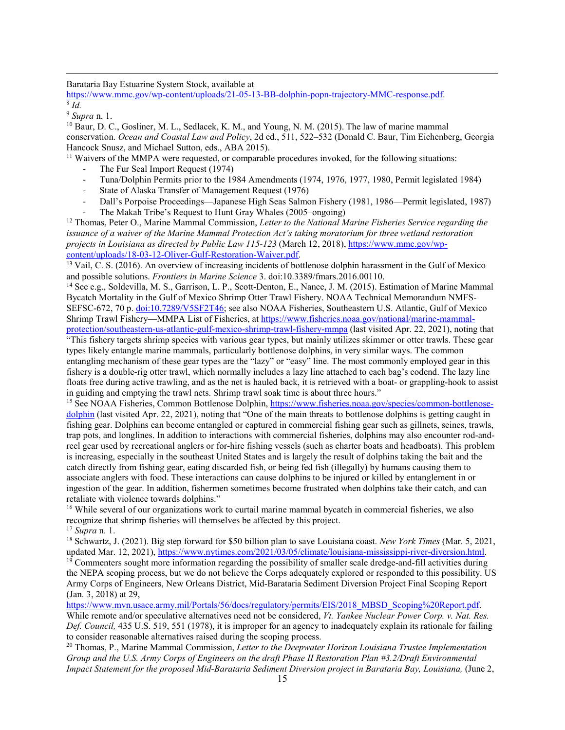Barataria Bay Estuarine System Stock, available at https://www.mmc.gov/wp-content/uploads/21-05-13-BB-dolphin-popn-trajectory-MMC-response.pdf.

[8] *Id.*

[9] *Supra* n. 1.

[10] Baur, D. C., Gosliner, M. L., Sedlacek, K. M., and Young, N. M. (2015). The law of marine mammal conservation. *Ocean and Coastal Law and Policy*, 2d ed., 511, 522–532 (Donald C. Baur, Tim Eichenberg, Georgia Hancock Snusz, and Michael Sutton, eds., ABA 2015).

[11] Waivers of the MMPA were requested, or comparable procedures invoked, for the following situations:

- The Fur Seal Import Request (1974)
- Tuna/Dolphin Permits prior to the 1984 Amendments (1974, 1976, 1977, 1980, Permit legislated 1984)
- State of Alaska Transfer of Management Request (1976)
- Dall's Porpoise Proceedings—Japanese High Seas Salmon Fishery (1981, 1986—Permit legislated, 1987)
- The Makah Tribe's Request to Hunt Gray Whales (2005–ongoing)

[12] Thomas, Peter O., Marine Mammal Commission, *Letter to the National Marine Fisheries Service regarding the issuance of a waiver of the Marine Mammal Protection Act's taking moratorium for three wetland restoration projects in Louisiana as directed by Public Law 115-123* (March 12, 2018), https://www.mmc.gov/wp-content/uploads/18-03-12-Oliver-Gulf-Restoration-Waiver.pdf.

[13] Vail, C. S. (2016). An overview of increasing incidents of bottlenose dolphin harassment in the Gulf of Mexico and possible solutions. *Frontiers in Marine Science* 3. doi:10.3389/fmars.2016.00110.

[14] See e.g., Soldevilla, M. S., Garrison, L. P., Scott-Denton, E., Nance, J. M. (2015). Estimation of Marine Mammal Bycatch Mortality in the Gulf of Mexico Shrimp Otter Trawl Fishery. NOAA Technical Memorandum NMFS-SEFSC-672, 70 p. doi:10.7289/V5SF2T46; see also NOAA Fisheries, Southeastern U.S. Atlantic, Gulf of Mexico Shrimp Trawl Fishery—MMPA List of Fisheries, at https://www.fisheries.noaa.gov/national/marine-mammal-protection/southeastern-us-atlantic-gulf-mexico-shrimp-trawl-fishery-mmpa (last visited Apr. 22, 2021), noting that "This fishery targets shrimp species with various gear types, but mainly utilizes skimmer or otter trawls. These gear types likely entangle marine mammals, particularly bottlenose dolphins, in very similar ways. The common entangling mechanism of these gear types are the "lazy" or "easy" line. The most commonly employed gear in this fishery is a double-rig otter trawl, which normally includes a lazy line attached to each bag's codend. The lazy line floats free during active trawling, and as the net is hauled back, it is retrieved with a boat- or grappling-hook to assist in guiding and emptying the trawl nets. Shrimp trawl soak time is about three hours."

[15] See NOAA Fisheries, Common Bottlenose Dolphin, https://www.fisheries.noaa.gov/species/common-bottlenose-dolphin (last visited Apr. 22, 2021), noting that "One of the main threats to bottlenose dolphins is getting caught in fishing gear. Dolphins can become entangled or captured in commercial fishing gear such as gillnets, seines, trawls, trap pots, and longlines. In addition to interactions with commercial fisheries, dolphins may also encounter rod-and-reel gear used by recreational anglers or for-hire fishing vessels (such as charter boats and headboats). This problem is increasing, especially in the southeast United States and is largely the result of dolphins taking the bait and the catch directly from fishing gear, eating discarded fish, or being fed fish (illegally) by humans causing them to associate anglers with food. These interactions can cause dolphins to be injured or killed by entanglement in or ingestion of the gear. In addition, fishermen sometimes become frustrated when dolphins take their catch, and can retaliate with violence towards dolphins."

[16] While several of our organizations work to curtail marine mammal bycatch in commercial fisheries, we also recognize that shrimp fisheries will themselves be affected by this project.

[17] *Supra* n. 1.

[18] Schwartz, J. (2021). Big step forward for $50 billion plan to save Louisiana coast. *New York Times* (Mar. 5, 2021, updated Mar. 12, 2021), https://www.nytimes.com/2021/03/05/climate/louisiana-mississippi-river-diversion.html.

[19] Commenters sought more information regarding the possibility of smaller scale dredge-and-fill activities during the NEPA scoping process, but we do not believe the Corps adequately explored or responded to this possibility. US Army Corps of Engineers, New Orleans District, Mid-Barataria Sediment Diversion Project Final Scoping Report (Jan. 3, 2018) at 29, https://www.mvn.usace.army.mil/Portals/56/docs/regulatory/permits/EIS/2018_MBSD_Scoping%20Report.pdf. While remote and/or speculative alternatives need not be considered, *Vt. Yankee Nuclear Power Corp. v. Nat. Res. Def. Council,* 435 U.S. 519, 551 (1978), it is improper for an agency to inadequately explain its rationale for failing to consider reasonable alternatives raised during the scoping process.

[20] Thomas, P., Marine Mammal Commission, *Letter to the Deepwater Horizon Louisiana Trustee Implementation Group and the U.S. Army Corps of Engineers on the draft Phase II Restoration Plan #3.2/Draft Environmental Impact Statement for the proposed Mid-Barataria Sediment Diversion project in Barataria Bay, Louisiana,* (June 2,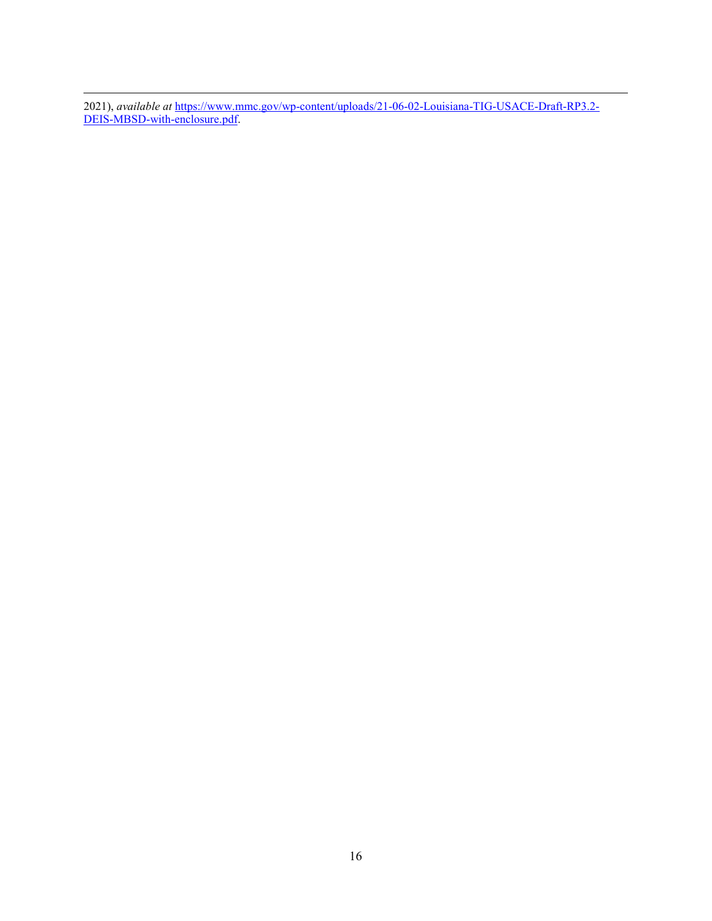2021), *available at* https://www.mmc.gov/wp-content/uploads/21-06-02-Louisiana-TIG-USACE-Draft-RP3.2-DEIS-MBSD-with-enclosure.pdf.